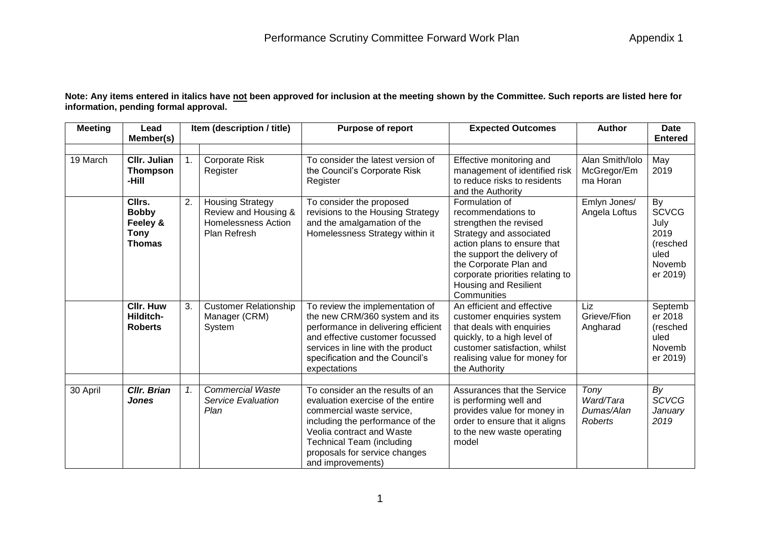# Performance Scrutiny Committee Forward Work Plan

Appendix 1

**Note: Any items entered in italics have not been approved for inclusion at the meeting shown by the Committee. Such reports are listed here for information, pending formal approval.**

| Meeting | Lead Member(s) | | Item (description / title) | Purpose of report | Expected Outcomes | Author | Date Entered |
|---|---|---|---|---|---|---|---|
| | | | | | | | |
| 19 March | **Cllr. Julian Thompson-Hill** | 1. | Corporate Risk Register | To consider the latest version of the Council's Corporate Risk Register | Effective monitoring and management of identified risk to reduce risks to residents and the Authority | Alan Smith/Iolo McGregor/Emma Horan | May 2019 |
| | **Cllrs. Bobby Feeley & Tony Thomas** | 2. | Housing Strategy Review and Housing & Homelessness Action Plan Refresh | To consider the proposed revisions to the Housing Strategy and the amalgamation of the Homelessness Strategy within it | Formulation of recommendations to strengthen the revised Strategy and associated action plans to ensure that the support the delivery of the Corporate Plan and corporate priorities relating to Housing and Resilient Communities | Emlyn Jones/ Angela Loftus | By SCVCG July 2019 (rescheduled November 2019) |
| | **Cllr. Huw Hilditch-Roberts** | 3. | Customer Relationship Manager (CRM) System | To review the implementation of the new CRM/360 system and its performance in delivering efficient and effective customer focussed services in line with the product specification and the Council's expectations | An efficient and effective customer enquiries system that deals with enquiries quickly, to a high level of customer satisfaction, whilst realising value for money for the Authority | Liz Grieve/Ffion Angharad | September 2018 (rescheduled November 2019) |
| | | | | | | | |
| 30 April | ***Cllr. Brian Jones*** | *1.* | *Commercial Waste Service Evaluation Plan* | To consider an the results of an evaluation exercise of the entire commercial waste service, including the performance of the Veolia contract and Waste Technical Team (including proposals for service changes and improvements) | Assurances that the Service is performing well and provides value for money in order to ensure that it aligns to the new waste operating model | *Tony Ward/Tara Dumas/Alan Roberts* | *By SCVCG January 2019* |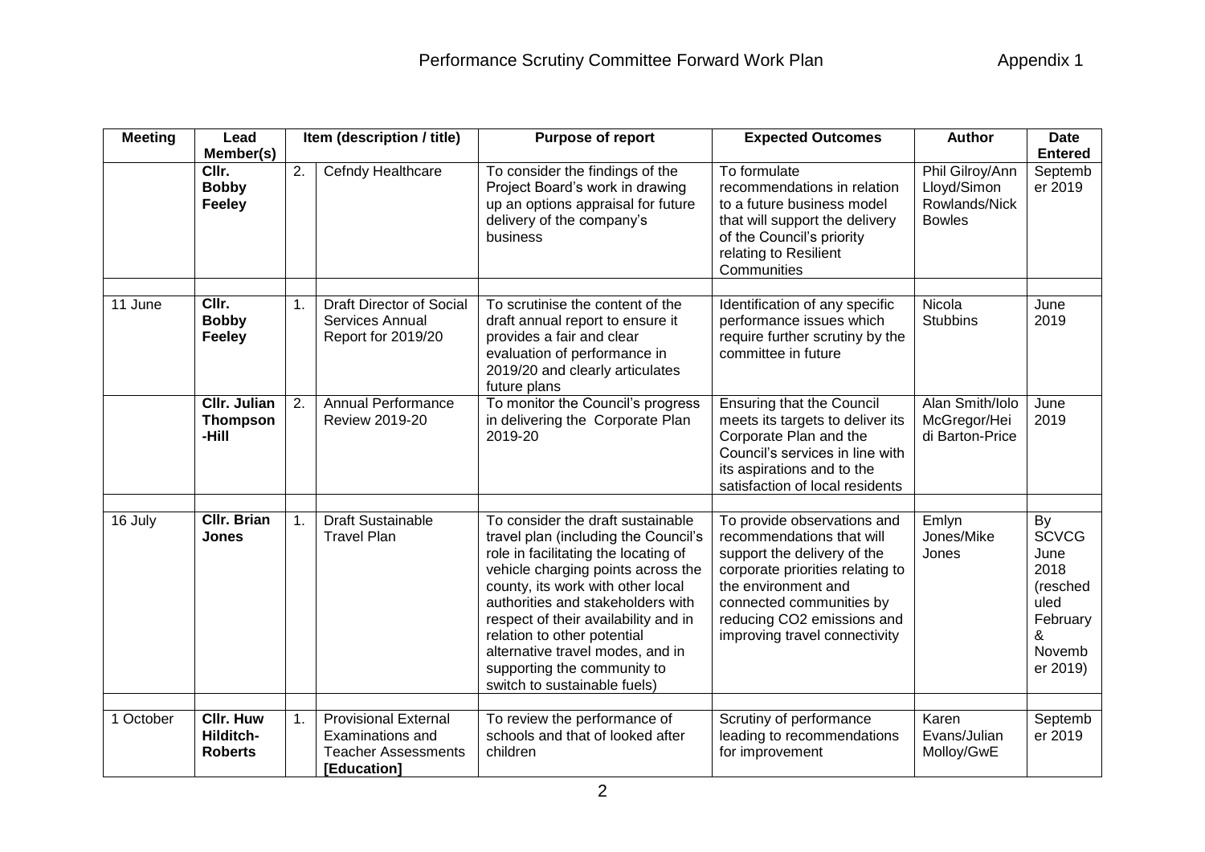# Performance Scrutiny Committee Forward Work Plan

Appendix 1

| Meeting | Lead Member(s) | Item (description / title) | | Purpose of report | Expected Outcomes | Author | Date Entered |
|---|---|---|---|---|---|---|---|
| | **Cllr. Bobby Feeley** | 2. | Cefndy Healthcare | To consider the findings of the Project Board's work in drawing up an options appraisal for future delivery of the company's business | To formulate recommendations in relation to a future business model that will support the delivery of the Council's priority relating to Resilient Communities | Phil Gilroy/Ann Lloyd/Simon Rowlands/Nick Bowles | September 2019 |
| | | | | | | | |
| 11 June | **Cllr. Bobby Feeley** | 1. | Draft Director of Social Services Annual Report for 2019/20 | To scrutinise the content of the draft annual report to ensure it provides a fair and clear evaluation of performance in 2019/20 and clearly articulates future plans | Identification of any specific performance issues which require further scrutiny by the committee in future | Nicola Stubbins | June 2019 |
| | **Cllr. Julian Thompson-Hill** | 2. | Annual Performance Review 2019-20 | To monitor the Council's progress in delivering the Corporate Plan 2019-20 | Ensuring that the Council meets its targets to deliver its Corporate Plan and the Council's services in line with its aspirations and to the satisfaction of local residents | Alan Smith/Iolo McGregor/Heidi Barton-Price | June 2019 |
| | | | | | | | |
| 16 July | **Cllr. Brian Jones** | 1. | Draft Sustainable Travel Plan | To consider the draft sustainable travel plan (including the Council's role in facilitating the locating of vehicle charging points across the county, its work with other local authorities and stakeholders with respect of their availability and in relation to other potential alternative travel modes, and in supporting the community to switch to sustainable fuels) | To provide observations and recommendations that will support the delivery of the corporate priorities relating to the environment and connected communities by reducing $CO_2$ emissions and improving travel connectivity | Emlyn Jones/Mike Jones | By SCVCG June 2018 (rescheduled February & November 2019) |
| | | | | | | | |
| 1 October | **Cllr. Huw Hilditch-Roberts** | 1. | Provisional External Examinations and Teacher Assessments **[Education]** | To review the performance of schools and that of looked after children | Scrutiny of performance leading to recommendations for improvement | Karen Evans/Julian Molloy/GwE | September 2019 |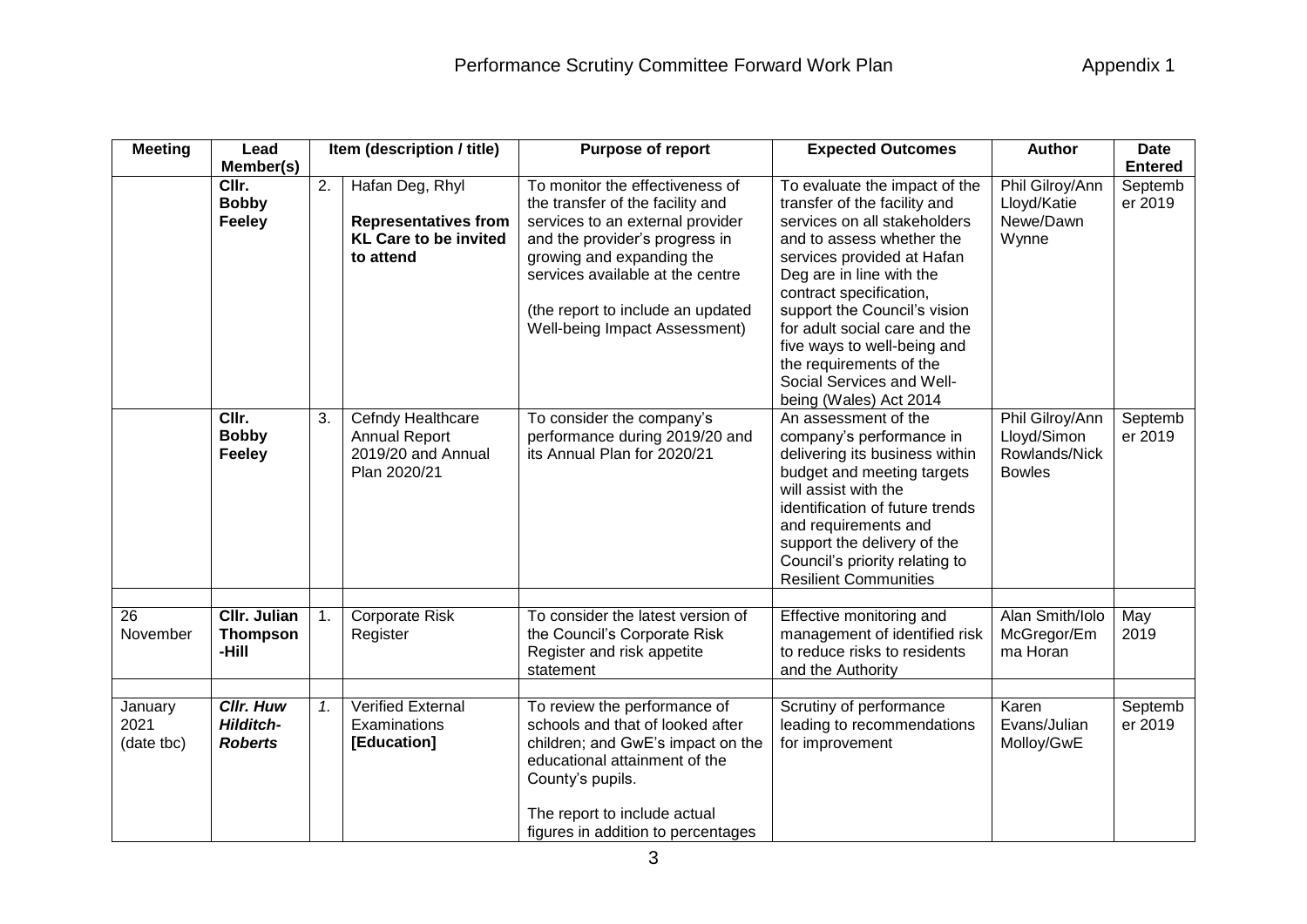| Meeting | Lead Member(s) | Item (description / title) | | Purpose of report | Expected Outcomes | Author | Date Entered |
|---|---|---|---|---|---|---|---|
| | **Cllr. Bobby Feeley** | 2. | Hafan Deg, Rhyl<br><br>**Representatives from KL Care to be invited to attend** | To monitor the effectiveness of the transfer of the facility and services to an external provider and the provider's progress in growing and expanding the services available at the centre<br><br>(the report to include an updated Well-being Impact Assessment) | To evaluate the impact of the transfer of the facility and services on all stakeholders and to assess whether the services provided at Hafan Deg are in line with the contract specification, support the Council's vision for adult social care and the five ways to well-being and the requirements of the Social Services and Well-being (Wales) Act 2014 | Phil Gilroy/Ann Lloyd/Katie Newe/Dawn Wynne | September 2019 |
| | **Cllr. Bobby Feeley** | 3. | Cefndy Healthcare Annual Report 2019/20 and Annual Plan 2020/21 | To consider the company's performance during 2019/20 and its Annual Plan for 2020/21 | An assessment of the company's performance in delivering its business within budget and meeting targets will assist with the identification of future trends and requirements and support the delivery of the Council's priority relating to Resilient Communities | Phil Gilroy/Ann Lloyd/Simon Rowlands/Nick Bowles | September 2019 |
| | | | | | | | |
| 26 November | **Cllr. Julian Thompson-Hill** | 1. | Corporate Risk Register | To consider the latest version of the Council's Corporate Risk Register and risk appetite statement | Effective monitoring and management of identified risk to reduce risks to residents and the Authority | Alan Smith/Iolo McGregor/Emma Horan | May 2019 |
| | | | | | | | |
| January 2021 (date tbc) | ***Cllr. Huw Hilditch-Roberts*** | *1.* | Verified External Examinations **[Education]** | To review the performance of schools and that of looked after children; and GwE's impact on the educational attainment of the County's pupils.<br><br>The report to include actual figures in addition to percentages | Scrutiny of performance leading to recommendations for improvement | Karen Evans/Julian Molloy/GwE | September 2019 |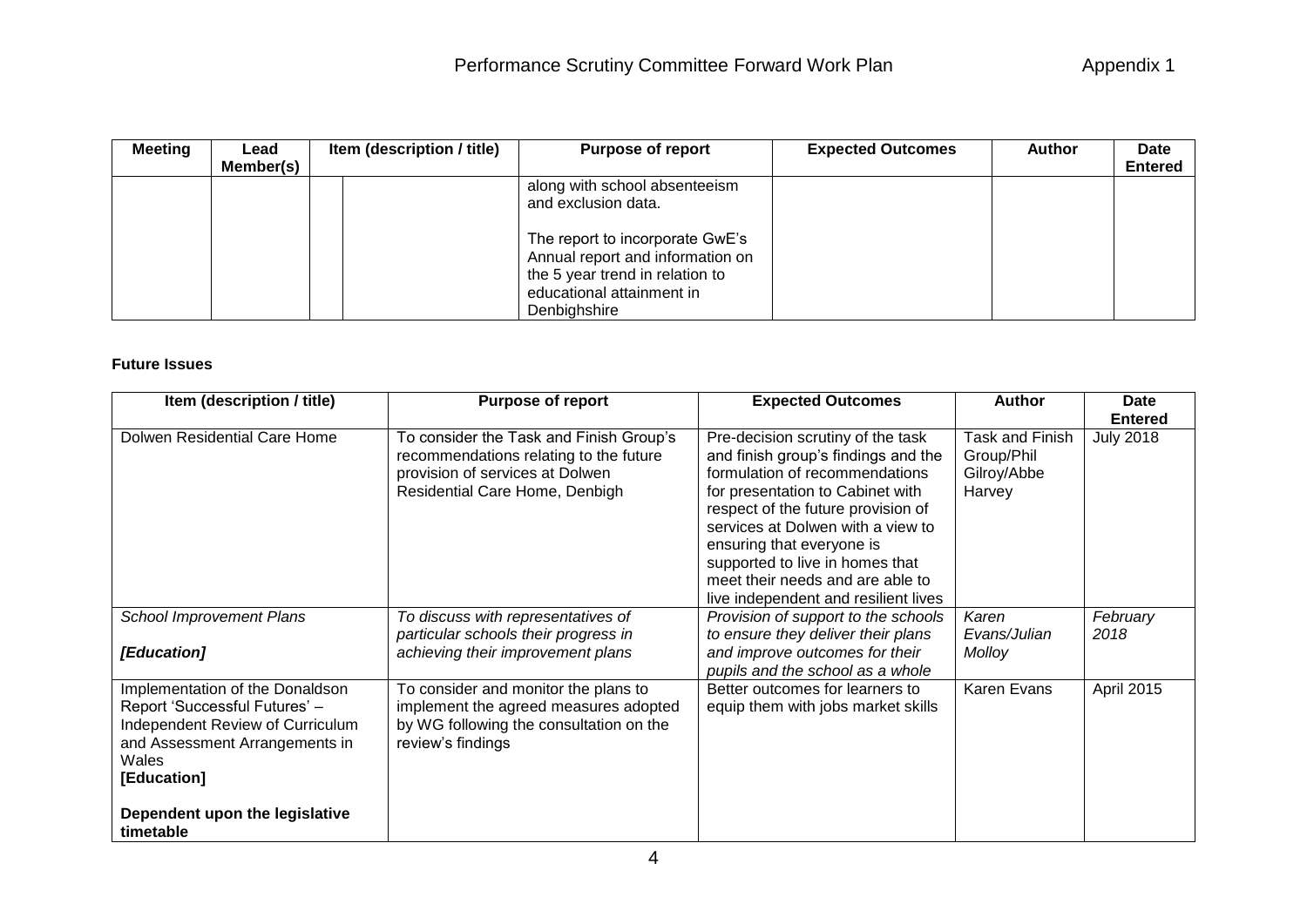| Meeting | Lead Member(s) | Item (description / title) | | Purpose of report | Expected Outcomes | Author | Date Entered |
|---|---|---|---|---|---|---|---|
| | | | | along with school absenteeism and exclusion data.<br><br>The report to incorporate GwE's Annual report and information on the 5 year trend in relation to educational attainment in Denbighshire | | | |

**Future Issues**

| Item (description / title) | Purpose of report | Expected Outcomes | Author | Date Entered |
|---|---|---|---|---|
| Dolwen Residential Care Home | To consider the Task and Finish Group's recommendations relating to the future provision of services at Dolwen Residential Care Home, Denbigh | Pre-decision scrutiny of the task and finish group's findings and the formulation of recommendations for presentation to Cabinet with respect of the future provision of services at Dolwen with a view to ensuring that everyone is supported to live in homes that meet their needs and are able to live independent and resilient lives | Task and Finish Group/Phil Gilroy/Abbe Harvey | July 2018 |
| *School Improvement Plans*<br><br>***[Education]*** | *To discuss with representatives of particular schools their progress in achieving their improvement plans* | *Provision of support to the schools to ensure they deliver their plans and improve outcomes for their pupils and the school as a whole* | *Karen Evans/Julian Molloy* | *February 2018* |
| Implementation of the Donaldson Report 'Successful Futures' – Independent Review of Curriculum and Assessment Arrangements in Wales<br>**[Education]**<br><br>**Dependent upon the legislative timetable** | To consider and monitor the plans to implement the agreed measures adopted by WG following the consultation on the review's findings | Better outcomes for learners to equip them with jobs market skills | Karen Evans | April 2015 |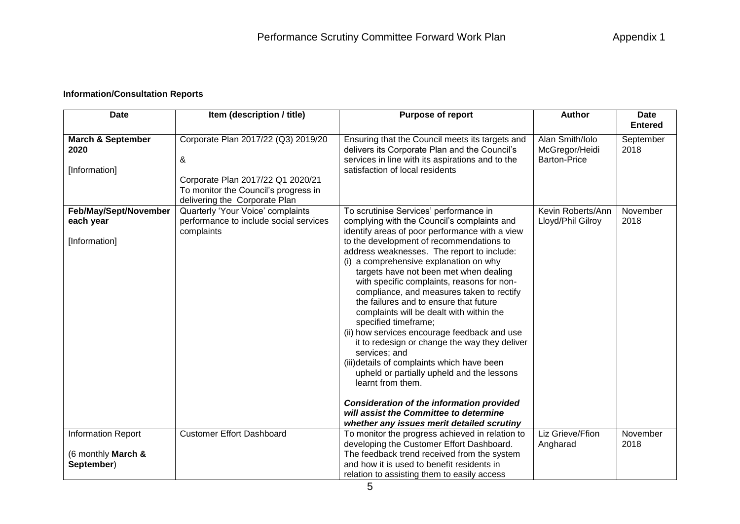# Performance Scrutiny Committee Forward Work Plan

Appendix 1

**Information/Consultation Reports**

| Date | Item (description / title) | Purpose of report | Author | Date Entered |
|---|---|---|---|---|
| **March & September 2020**<br><br>[Information] | Corporate Plan 2017/22 (Q3) 2019/20<br><br>&<br><br>Corporate Plan 2017/22 Q1 2020/21 To monitor the Council's progress in delivering the Corporate Plan | Ensuring that the Council meets its targets and delivers its Corporate Plan and the Council's services in line with its aspirations and to the satisfaction of local residents | Alan Smith/Iolo McGregor/Heidi Barton-Price | September 2018 |
| **Feb/May/Sept/November each year**<br><br>[Information] | Quarterly 'Your Voice' complaints performance to include social services complaints | To scrutinise Services' performance in complying with the Council's complaints and identify areas of poor performance with a view to the development of recommendations to address weaknesses. The report to include:<br>(i) a comprehensive explanation on why targets have not been met when dealing with specific complaints, reasons for non-compliance, and measures taken to rectify the failures and to ensure that future complaints will be dealt with within the specified timeframe;<br>(ii) how services encourage feedback and use it to redesign or change the way they deliver services; and<br>(iii) details of complaints which have been upheld or partially upheld and the lessons learnt from them.<br><br>***Consideration of the information provided will assist the Committee to determine whether any issues merit detailed scrutiny*** | Kevin Roberts/Ann Lloyd/Phil Gilroy | November 2018 |
| Information Report<br><br>(6 monthly **March & September**) | Customer Effort Dashboard | To monitor the progress achieved in relation to developing the Customer Effort Dashboard. The feedback trend received from the system and how it is used to benefit residents in relation to assisting them to easily access | Liz Grieve/Ffion Angharad | November 2018 |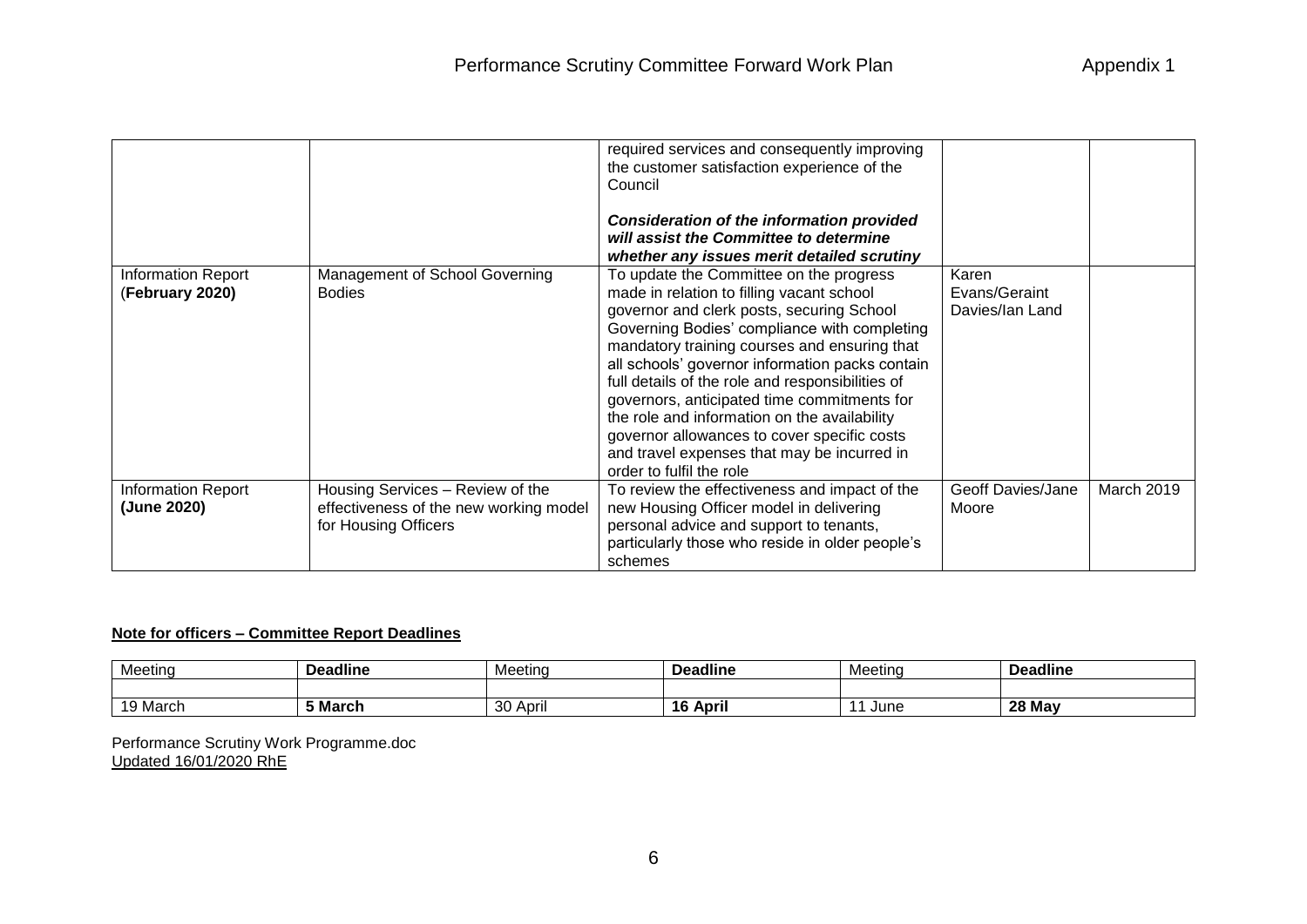| | | | | |
|---|---|---|---|---|
| | | required services and consequently improving the customer satisfaction experience of the Council<br><br>***Consideration of the information provided will assist the Committee to determine whether any issues merit detailed scrutiny*** | | |
| Information Report (**February 2020)** | Management of School Governing Bodies | To update the Committee on the progress made in relation to filling vacant school governor and clerk posts, securing School Governing Bodies' compliance with completing mandatory training courses and ensuring that all schools' governor information packs contain full details of the role and responsibilities of governors, anticipated time commitments for the role and information on the availability governor allowances to cover specific costs and travel expenses that may be incurred in order to fulfil the role | Karen Evans/Geraint Davies/Ian Land | |
| Information Report **(June 2020)** | Housing Services – Review of the effectiveness of the new working model for Housing Officers | To review the effectiveness and impact of the new Housing Officer model in delivering personal advice and support to tenants, particularly those who reside in older people's schemes | Geoff Davies/Jane Moore | March 2019 |

**Note for officers – Committee Report Deadlines**

| Meeting | **Deadline** | Meeting | **Deadline** | Meeting | **Deadline** |
|---|---|---|---|---|---|
| | | | | | |
| 19 March | **5 March** | 30 April | **16 April** | 11 June | **28 May** |

Performance Scrutiny Work Programme.doc
Updated 16/01/2020 RhE